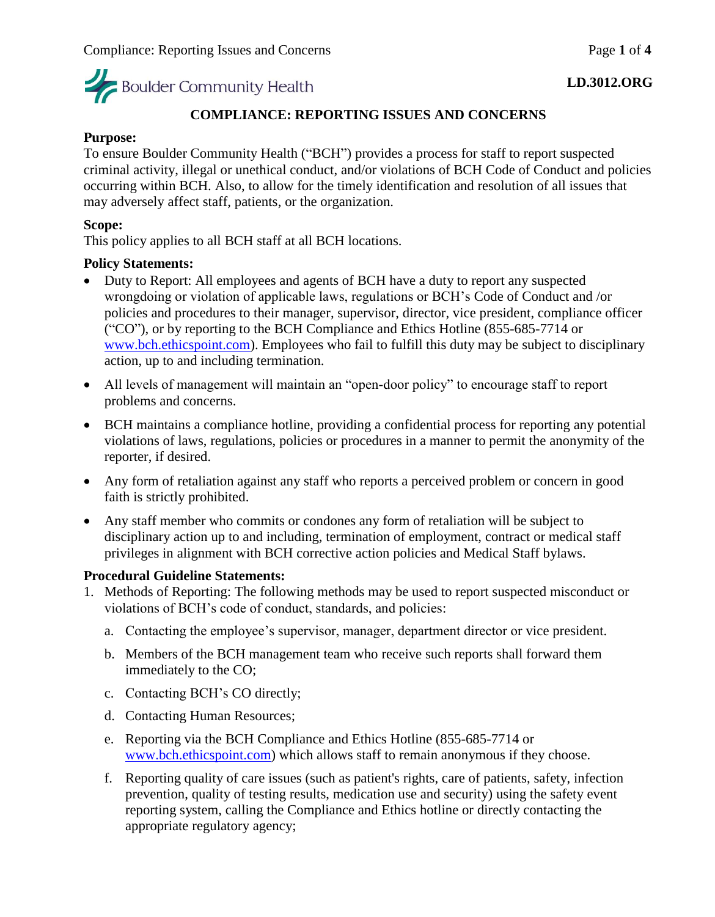Boulder Community Health

**LD.3012.ORG**

# COMPLIANCE: REPORTING ISSUES AND CONCERNS

**Purpose:**
To ensure Boulder Community Health ("BCH") provides a process for staff to report suspected criminal activity, illegal or unethical conduct, and/or violations of BCH Code of Conduct and policies occurring within BCH. Also, to allow for the timely identification and resolution of all issues that may adversely affect staff, patients, or the organization.

**Scope:**
This policy applies to all BCH staff at all BCH locations.

**Policy Statements:**

- Duty to Report: All employees and agents of BCH have a duty to report any suspected wrongdoing or violation of applicable laws, regulations or BCH's Code of Conduct and /or policies and procedures to their manager, supervisor, director, vice president, compliance officer ("CO"), or by reporting to the BCH Compliance and Ethics Hotline (855-685-7714 or www.bch.ethicspoint.com). Employees who fail to fulfill this duty may be subject to disciplinary action, up to and including termination.
- All levels of management will maintain an "open-door policy" to encourage staff to report problems and concerns.
- BCH maintains a compliance hotline, providing a confidential process for reporting any potential violations of laws, regulations, policies or procedures in a manner to permit the anonymity of the reporter, if desired.
- Any form of retaliation against any staff who reports a perceived problem or concern in good faith is strictly prohibited.
- Any staff member who commits or condones any form of retaliation will be subject to disciplinary action up to and including, termination of employment, contract or medical staff privileges in alignment with BCH corrective action policies and Medical Staff bylaws.

**Procedural Guideline Statements:**

1. Methods of Reporting: The following methods may be used to report suspected misconduct or violations of BCH's code of conduct, standards, and policies:
   a. Contacting the employee's supervisor, manager, department director or vice president.
   b. Members of the BCH management team who receive such reports shall forward them immediately to the CO;
   c. Contacting BCH's CO directly;
   d. Contacting Human Resources;
   e. Reporting via the BCH Compliance and Ethics Hotline (855-685-7714 or www.bch.ethicspoint.com) which allows staff to remain anonymous if they choose.
   f. Reporting quality of care issues (such as patient's rights, care of patients, safety, infection prevention, quality of testing results, medication use and security) using the safety event reporting system, calling the Compliance and Ethics hotline or directly contacting the appropriate regulatory agency;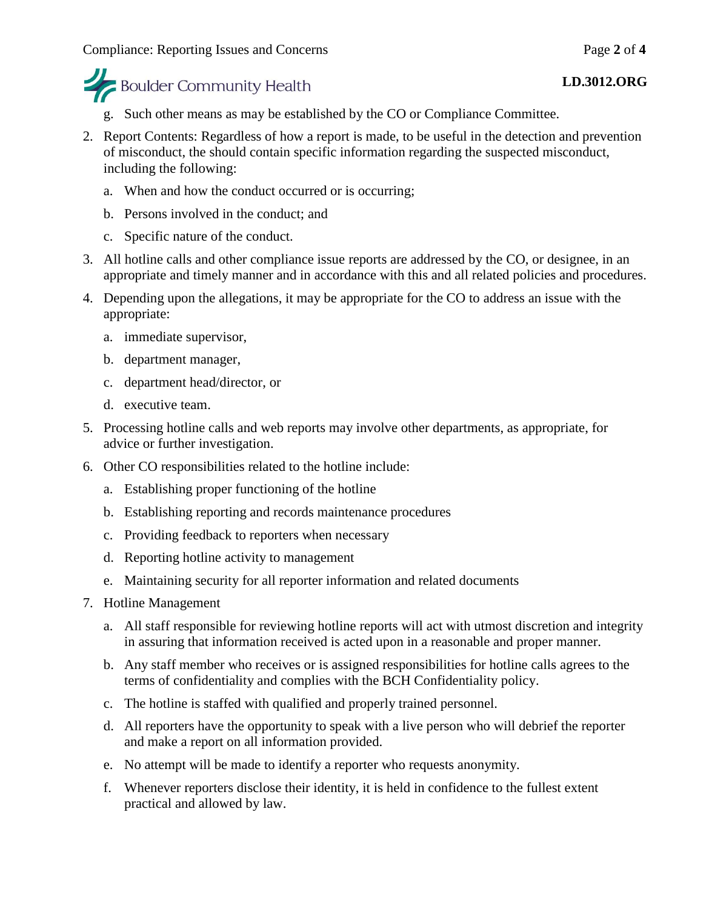g. Such other means as may be established by the CO or Compliance Committee.

2. Report Contents: Regardless of how a report is made, to be useful in the detection and prevention of misconduct, the should contain specific information regarding the suspected misconduct, including the following:
   a. When and how the conduct occurred or is occurring;
   b. Persons involved in the conduct; and
   c. Specific nature of the conduct.

3. All hotline calls and other compliance issue reports are addressed by the CO, or designee, in an appropriate and timely manner and in accordance with this and all related policies and procedures.

4. Depending upon the allegations, it may be appropriate for the CO to address an issue with the appropriate:
   a. immediate supervisor,
   b. department manager,
   c. department head/director, or
   d. executive team.

5. Processing hotline calls and web reports may involve other departments, as appropriate, for advice or further investigation.

6. Other CO responsibilities related to the hotline include:
   a. Establishing proper functioning of the hotline
   b. Establishing reporting and records maintenance procedures
   c. Providing feedback to reporters when necessary
   d. Reporting hotline activity to management
   e. Maintaining security for all reporter information and related documents

7. Hotline Management
   a. All staff responsible for reviewing hotline reports will act with utmost discretion and integrity in assuring that information received is acted upon in a reasonable and proper manner.
   b. Any staff member who receives or is assigned responsibilities for hotline calls agrees to the terms of confidentiality and complies with the BCH Confidentiality policy.
   c. The hotline is staffed with qualified and properly trained personnel.
   d. All reporters have the opportunity to speak with a live person who will debrief the reporter and make a report on all information provided.
   e. No attempt will be made to identify a reporter who requests anonymity.
   f. Whenever reporters disclose their identity, it is held in confidence to the fullest extent practical and allowed by law.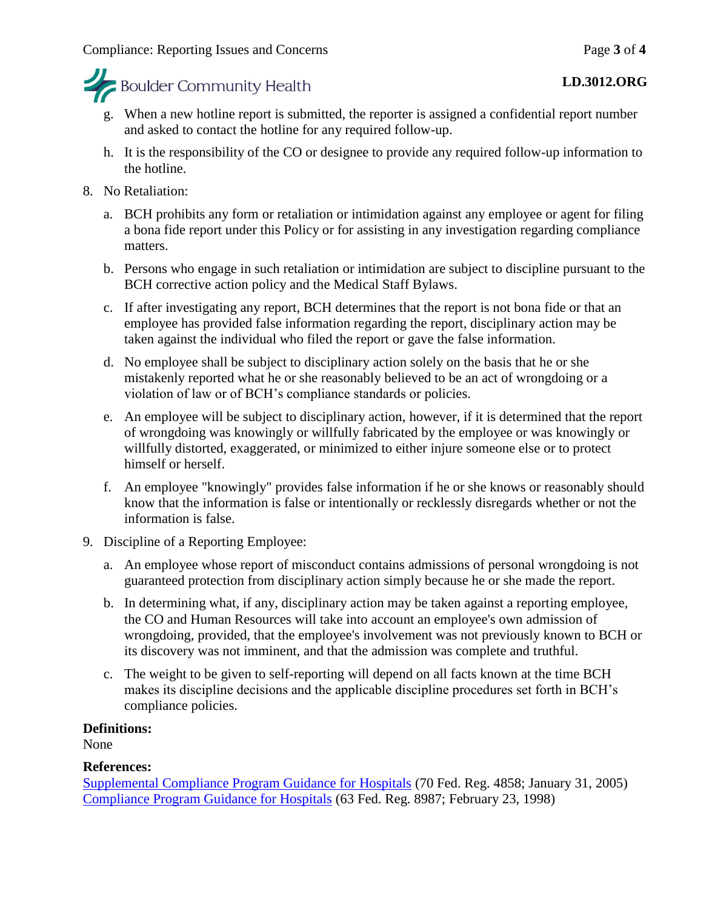g. When a new hotline report is submitted, the reporter is assigned a confidential report number and asked to contact the hotline for any required follow-up.

h. It is the responsibility of the CO or designee to provide any required follow-up information to the hotline.

8. No Retaliation:

   a. BCH prohibits any form or retaliation or intimidation against any employee or agent for filing a bona fide report under this Policy or for assisting in any investigation regarding compliance matters.

   b. Persons who engage in such retaliation or intimidation are subject to discipline pursuant to the BCH corrective action policy and the Medical Staff Bylaws.

   c. If after investigating any report, BCH determines that the report is not bona fide or that an employee has provided false information regarding the report, disciplinary action may be taken against the individual who filed the report or gave the false information.

   d. No employee shall be subject to disciplinary action solely on the basis that he or she mistakenly reported what he or she reasonably believed to be an act of wrongdoing or a violation of law or of BCH's compliance standards or policies.

   e. An employee will be subject to disciplinary action, however, if it is determined that the report of wrongdoing was knowingly or willfully fabricated by the employee or was knowingly or willfully distorted, exaggerated, or minimized to either injure someone else or to protect himself or herself.

   f. An employee "knowingly" provides false information if he or she knows or reasonably should know that the information is false or intentionally or recklessly disregards whether or not the information is false.

9. Discipline of a Reporting Employee:

   a. An employee whose report of misconduct contains admissions of personal wrongdoing is not guaranteed protection from disciplinary action simply because he or she made the report.

   b. In determining what, if any, disciplinary action may be taken against a reporting employee, the CO and Human Resources will take into account an employee's own admission of wrongdoing, provided, that the employee's involvement was not previously known to BCH or its discovery was not imminent, and that the admission was complete and truthful.

   c. The weight to be given to self-reporting will depend on all facts known at the time BCH makes its discipline decisions and the applicable discipline procedures set forth in BCH's compliance policies.

**Definitions:**
None

**References:**
Supplemental Compliance Program Guidance for Hospitals (70 Fed. Reg. 4858; January 31, 2005)
Compliance Program Guidance for Hospitals (63 Fed. Reg. 8987; February 23, 1998)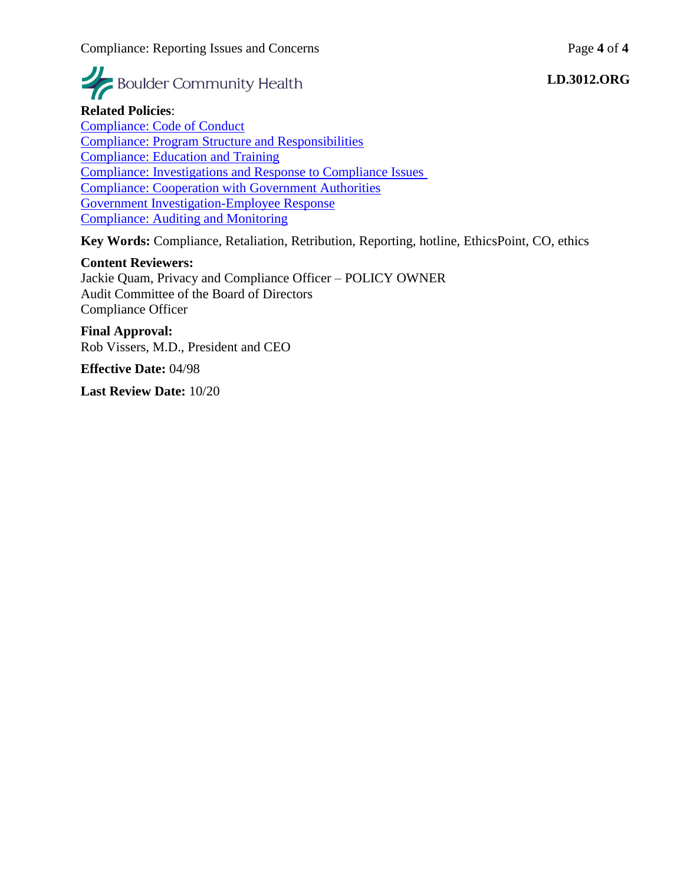LD.3012.ORG

**Related Policies**:
Compliance: Code of Conduct
Compliance: Program Structure and Responsibilities
Compliance: Education and Training
Compliance: Investigations and Response to Compliance Issues
Compliance: Cooperation with Government Authorities
Government Investigation-Employee Response
Compliance: Auditing and Monitoring

**Key Words:** Compliance, Retaliation, Retribution, Reporting, hotline, EthicsPoint, CO, ethics

**Content Reviewers:**
Jackie Quam, Privacy and Compliance Officer – POLICY OWNER
Audit Committee of the Board of Directors
Compliance Officer

**Final Approval:**
Rob Vissers, M.D., President and CEO

**Effective Date:** 04/98

**Last Review Date:** 10/20